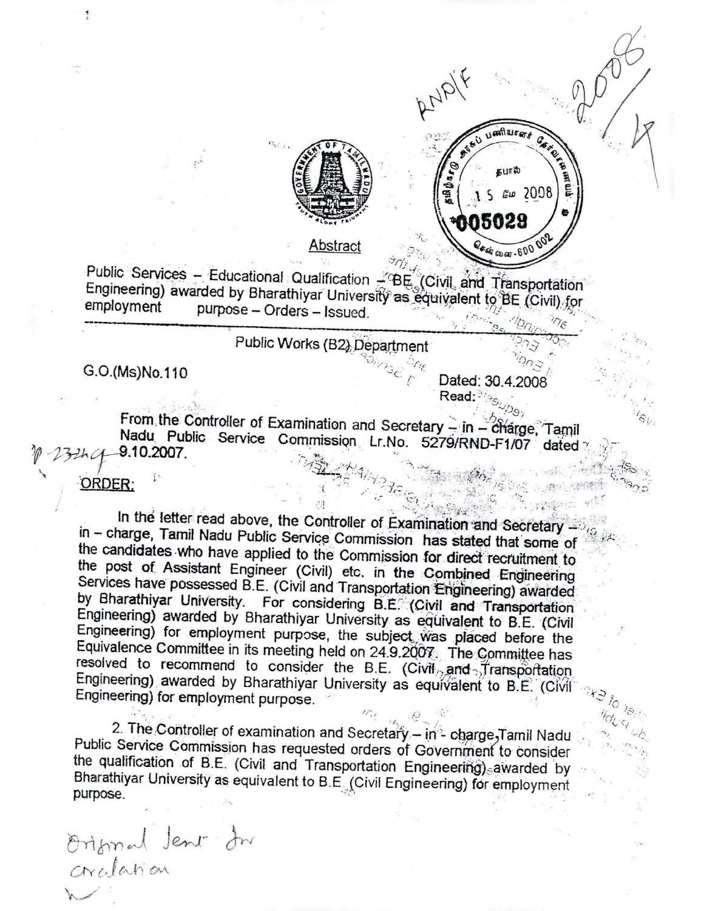## Abstract

Public Services – Educational Qualification – BE (Civil and Transportation Engineering) awarded by Bharathiyar University as equivalent to BE (Civil) for employment purpose – Orders – Issued.

---

Public Works (B2) Department

G.O.(Ms)No.110 Dated: 30.4.2008

Read:

From the Controller of Examination and Secretary – in – charge, Tamil Nadu Public Service Commission Lr.No. 5279/RND-F1/07 dated 9.10.2007.

**ORDER:**

In the letter read above, the Controller of Examination and Secretary – in – charge, Tamil Nadu Public Service Commission has stated that some of the candidates who have applied to the Commission for direct recruitment to the post of Assistant Engineer (Civil) etc. in the Combined Engineering Services have possessed B.E. (Civil and Transportation Engineering) awarded by Bharathiyar University. For considering B.E. (Civil and Transportation Engineering) awarded by Bharathiyar University as equivalent to B.E. (Civil Engineering) for employment purpose, the subject was placed before the Equivalence Committee in its meeting held on 24.9.2007. The Committee has resolved to recommend to consider the B.E. (Civil and Transportation Engineering) awarded by Bharathiyar University as equivalent to B.E. (Civil Engineering) for employment purpose.

2. The Controller of examination and Secretary – in - charge, Tamil Nadu Public Service Commission has requested orders of Government to consider the qualification of B.E. (Civil and Transportation Engineering) awarded by Bharathiyar University as equivalent to B.E (Civil Engineering) for employment purpose.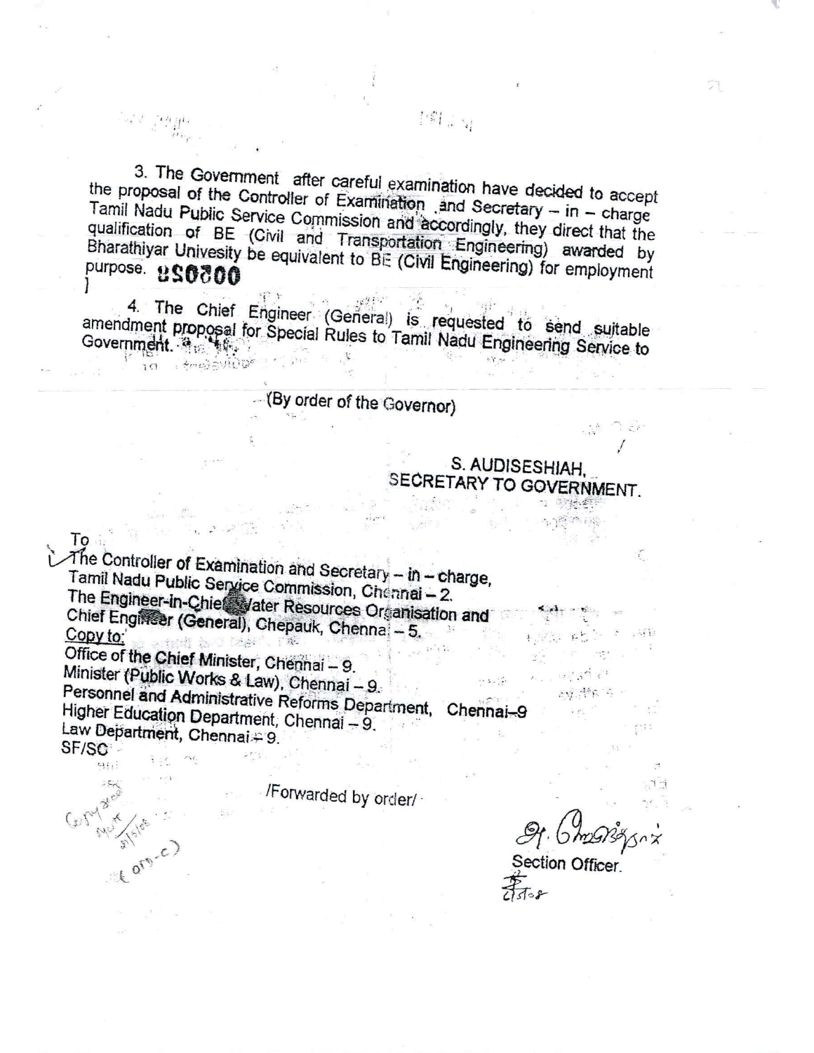3. The Government after careful examination have decided to accept the proposal of the Controller of Examination and Secretary – in – charge Tamil Nadu Public Service Commission and accordingly, they direct that the qualification of BE (Civil and Transportation Engineering) awarded by Bharathiyar Univesity be equivalent to BE (Civil Engineering) for employment purpose.

4. The Chief Engineer (General) is requested to send suitable amendment proposal for Special Rules to Tamil Nadu Engineering Service to Government.

(By order of the Governor)

S. AUDISESHIAH,
SECRETARY TO GOVERNMENT.

To

The Controller of Examination and Secretary – in – charge,
Tamil Nadu Public Service Commission, Chennai – 2.
The Engineer-in-Chief Water Resources Organisation and
Chief Engineer (General), Chepauk, Chennai – 5.

Copy to:

Office of the Chief Minister, Chennai – 9.
Minister (Public Works & Law), Chennai – 9.
Personnel and Administrative Reforms Department, Chennai–9
Higher Education Department, Chennai – 9.
Law Department, Chennai – 9.
SF/SC

/Forwarded by order/

Section Officer.